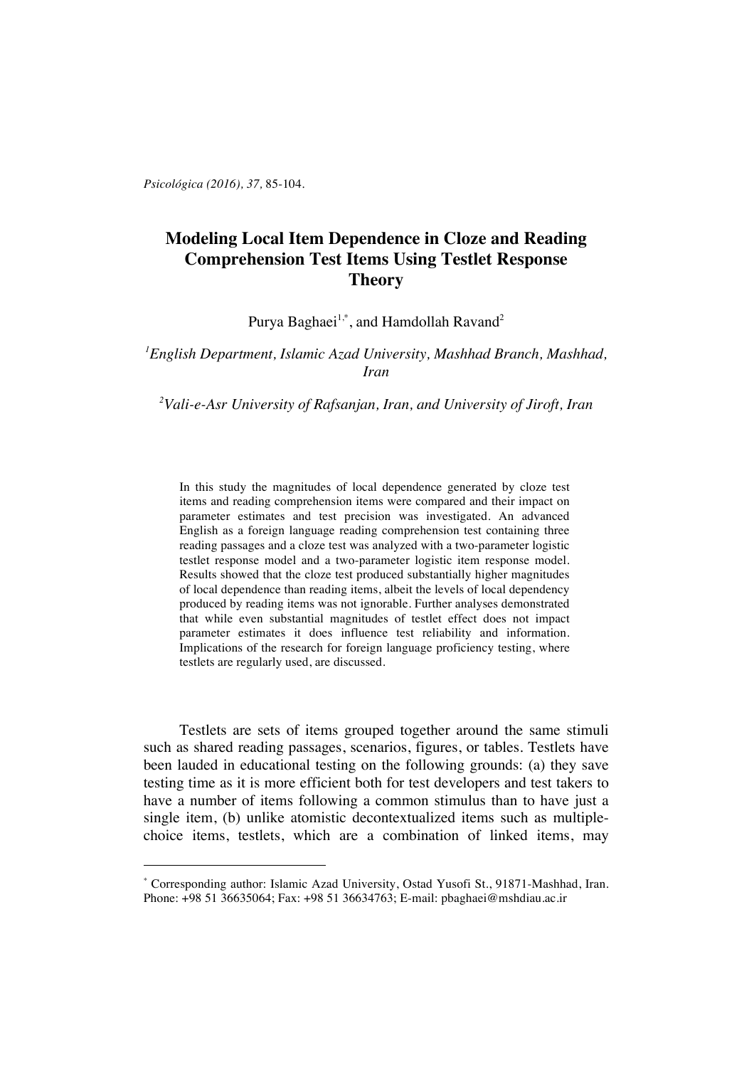# Modeling Local Item Dependence in Cloze and Reading Comprehension Test Items Using Testlet Response Theory

Purya Baghaei[1,*], and Hamdollah Ravand[2]

[1]*English Department, Islamic Azad University, Mashhad Branch, Mashhad, Iran*

[2]*Vali-e-Asr University of Rafsanjan, Iran, and University of Jiroft, Iran*

In this study the magnitudes of local dependence generated by cloze test items and reading comprehension items were compared and their impact on parameter estimates and test precision was investigated. An advanced English as a foreign language reading comprehension test containing three reading passages and a cloze test was analyzed with a two-parameter logistic testlet response model and a two-parameter logistic item response model. Results showed that the cloze test produced substantially higher magnitudes of local dependence than reading items, albeit the levels of local dependency produced by reading items was not ignorable. Further analyses demonstrated that while even substantial magnitudes of testlet effect does not impact parameter estimates it does influence test reliability and information. Implications of the research for foreign language proficiency testing, where testlets are regularly used, are discussed.

Testlets are sets of items grouped together around the same stimuli such as shared reading passages, scenarios, figures, or tables. Testlets have been lauded in educational testing on the following grounds: (a) they save testing time as it is more efficient both for test developers and test takers to have a number of items following a common stimulus than to have just a single item, (b) unlike atomistic decontextualized items such as multiple-choice items, testlets, which are a combination of linked items, may

---

[*] Corresponding author: Islamic Azad University, Ostad Yusofi St., 91871-Mashhad, Iran. Phone: +98 51 36635064; Fax: +98 51 36634763; E-mail: pbaghaei@mshdiau.ac.ir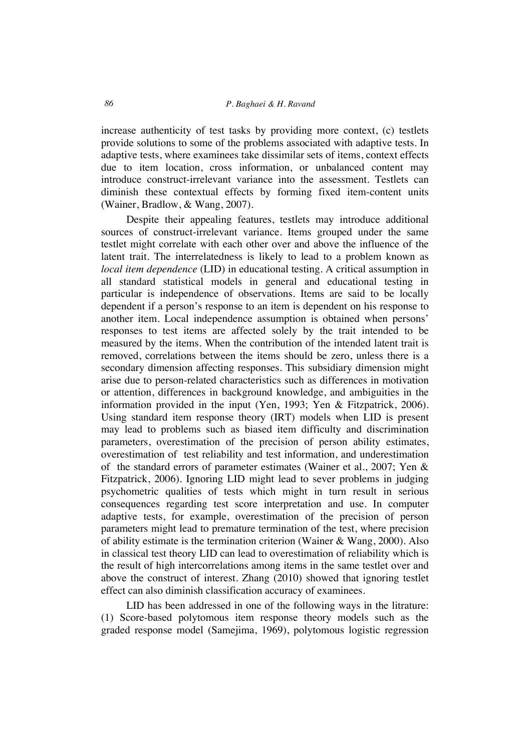increase authenticity of test tasks by providing more context, (c) testlets provide solutions to some of the problems associated with adaptive tests. In adaptive tests, where examinees take dissimilar sets of items, context effects due to item location, cross information, or unbalanced content may introduce construct-irrelevant variance into the assessment. Testlets can diminish these contextual effects by forming fixed item-content units (Wainer, Bradlow, & Wang, 2007).

Despite their appealing features, testlets may introduce additional sources of construct-irrelevant variance. Items grouped under the same testlet might correlate with each other over and above the influence of the latent trait. The interrelatedness is likely to lead to a problem known as *local item dependence* (LID) in educational testing. A critical assumption in all standard statistical models in general and educational testing in particular is independence of observations. Items are said to be locally dependent if a person's response to an item is dependent on his response to another item. Local independence assumption is obtained when persons' responses to test items are affected solely by the trait intended to be measured by the items. When the contribution of the intended latent trait is removed, correlations between the items should be zero, unless there is a secondary dimension affecting responses. This subsidiary dimension might arise due to person-related characteristics such as differences in motivation or attention, differences in background knowledge, and ambiguities in the information provided in the input (Yen, 1993; Yen & Fitzpatrick, 2006). Using standard item response theory (IRT) models when LID is present may lead to problems such as biased item difficulty and discrimination parameters, overestimation of the precision of person ability estimates, overestimation of test reliability and test information, and underestimation of the standard errors of parameter estimates (Wainer et al., 2007; Yen & Fitzpatrick, 2006). Ignoring LID might lead to sever problems in judging psychometric qualities of tests which might in turn result in serious consequences regarding test score interpretation and use. In computer adaptive tests, for example, overestimation of the precision of person parameters might lead to premature termination of the test, where precision of ability estimate is the termination criterion (Wainer & Wang, 2000). Also in classical test theory LID can lead to overestimation of reliability which is the result of high intercorrelations among items in the same testlet over and above the construct of interest. Zhang (2010) showed that ignoring testlet effect can also diminish classification accuracy of examinees.

LID has been addressed in one of the following ways in the litrature: (1) Score-based polytomous item response theory models such as the graded response model (Samejima, 1969), polytomous logistic regression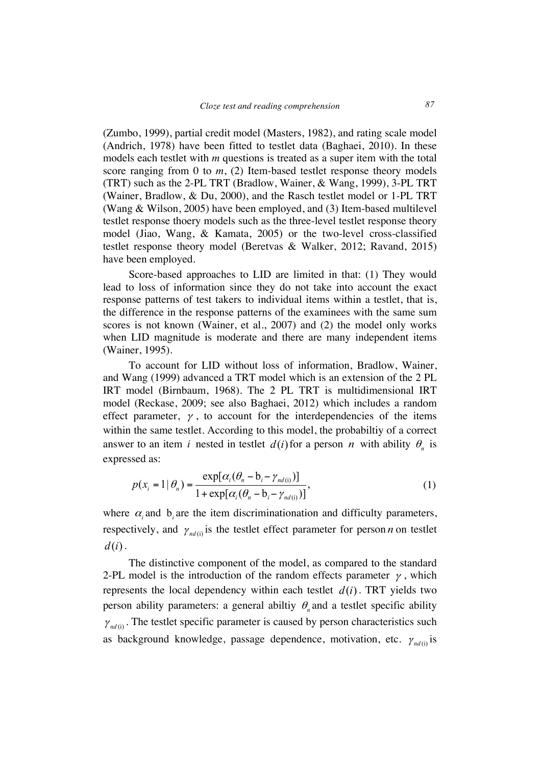(Zumbo, 1999), partial credit model (Masters, 1982), and rating scale model (Andrich, 1978) have been fitted to testlet data (Baghaei, 2010). In these models each testlet with *m* questions is treated as a super item with the total score ranging from 0 to *m*, (2) Item-based testlet response theory models (TRT) such as the 2-PL TRT (Bradlow, Wainer, & Wang, 1999), 3-PL TRT (Wainer, Bradlow, & Du, 2000), and the Rasch testlet model or 1-PL TRT (Wang & Wilson, 2005) have been employed, and (3) Item-based multilevel testlet response thoery models such as the three-level testlet response theory model (Jiao, Wang, & Kamata, 2005) or the two-level cross-classified testlet response theory model (Beretvas & Walker, 2012; Ravand, 2015) have been employed.

Score-based approaches to LID are limited in that: (1) They would lead to loss of information since they do not take into account the exact response patterns of test takers to individual items within a testlet, that is, the difference in the response patterns of the examinees with the same sum scores is not known (Wainer, et al., 2007) and (2) the model only works when LID magnitude is moderate and there are many independent items (Wainer, 1995).

To account for LID without loss of information, Bradlow, Wainer, and Wang (1999) advanced a TRT model which is an extension of the 2 PL IRT model (Birnbaum, 1968). The 2 PL TRT is multidimensional IRT model (Reckase, 2009; see also Baghaei, 2012) which includes a random effect parameter, $\gamma$, to account for the interdependencies of the items within the same testlet. According to this model, the probabiltiy of a correct answer to an item $i$ nested in testlet $d(i)$ for a person $n$ with ability $\theta_n$ is expressed as:

$$p(x_i = 1 \mid \theta_n) = \frac{\exp[\alpha_i(\theta_n - \mathrm{b}_i - \gamma_{nd(\mathrm{i})})]}{1 + \exp[\alpha_i(\theta_n - \mathrm{b}_i - \gamma_{nd(\mathrm{i})})]}, \tag{1}$$

where $\alpha_i$ and $\mathrm{b}_i$ are the item discriminationation and difficulty parameters, respectively, and $\gamma_{nd(\mathrm{i})}$ is the testlet effect parameter for person $n$ on testlet $d(i)$.

The distinctive component of the model, as compared to the standard 2-PL model is the introduction of the random effects parameter $\gamma$, which represents the local dependency within each testlet $d(i)$. TRT yields two person ability parameters: a general abiltiy $\theta_n$ and a testlet specific ability $\gamma_{nd(\mathrm{i})}$. The testlet specific parameter is caused by person characteristics such as background knowledge, passage dependence, motivation, etc. $\gamma_{nd(\mathrm{i})}$ is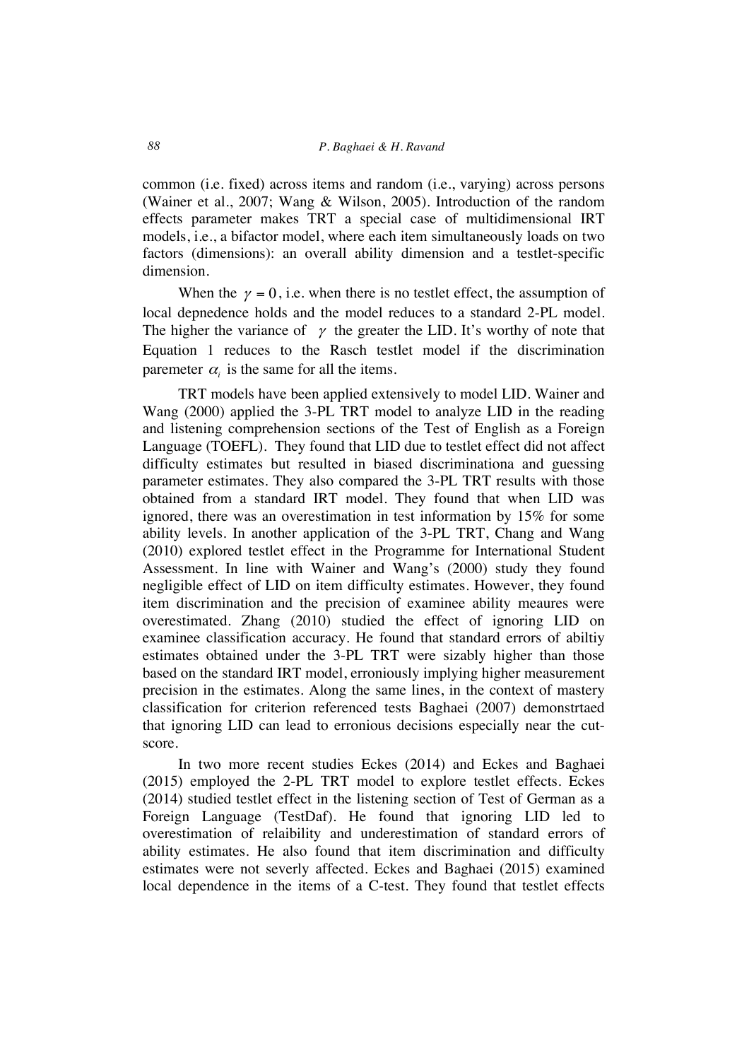common (i.e. fixed) across items and random (i.e., varying) across persons (Wainer et al., 2007; Wang & Wilson, 2005). Introduction of the random effects parameter makes TRT a special case of multidimensional IRT models, i.e., a bifactor model, where each item simultaneously loads on two factors (dimensions): an overall ability dimension and a testlet-specific dimension.

When the $\gamma = 0$, i.e. when there is no testlet effect, the assumption of local depnedence holds and the model reduces to a standard 2-PL model. The higher the variance of $\gamma$ the greater the LID. It's worthy of note that Equation 1 reduces to the Rasch testlet model if the discrimination paremeter $\alpha_i$ is the same for all the items.

TRT models have been applied extensively to model LID. Wainer and Wang (2000) applied the 3-PL TRT model to analyze LID in the reading and listening comprehension sections of the Test of English as a Foreign Language (TOEFL). They found that LID due to testlet effect did not affect difficulty estimates but resulted in biased discriminationa and guessing parameter estimates. They also compared the 3-PL TRT results with those obtained from a standard IRT model. They found that when LID was ignored, there was an overestimation in test information by 15% for some ability levels. In another application of the 3-PL TRT, Chang and Wang (2010) explored testlet effect in the Programme for International Student Assessment. In line with Wainer and Wang's (2000) study they found negligible effect of LID on item difficulty estimates. However, they found item discrimination and the precision of examinee ability meaures were overestimated. Zhang (2010) studied the effect of ignoring LID on examinee classification accuracy. He found that standard errors of abiltiy estimates obtained under the 3-PL TRT were sizably higher than those based on the standard IRT model, erroniously implying higher measurement precision in the estimates. Along the same lines, in the context of mastery classification for criterion referenced tests Baghaei (2007) demonstrtaed that ignoring LID can lead to erronious decisions especially near the cut-score.

In two more recent studies Eckes (2014) and Eckes and Baghaei (2015) employed the 2-PL TRT model to explore testlet effects. Eckes (2014) studied testlet effect in the listening section of Test of German as a Foreign Language (TestDaf). He found that ignoring LID led to overestimation of relaibility and underestimation of standard errors of ability estimates. He also found that item discrimination and difficulty estimates were not severly affected. Eckes and Baghaei (2015) examined local dependence in the items of a C-test. They found that testlet effects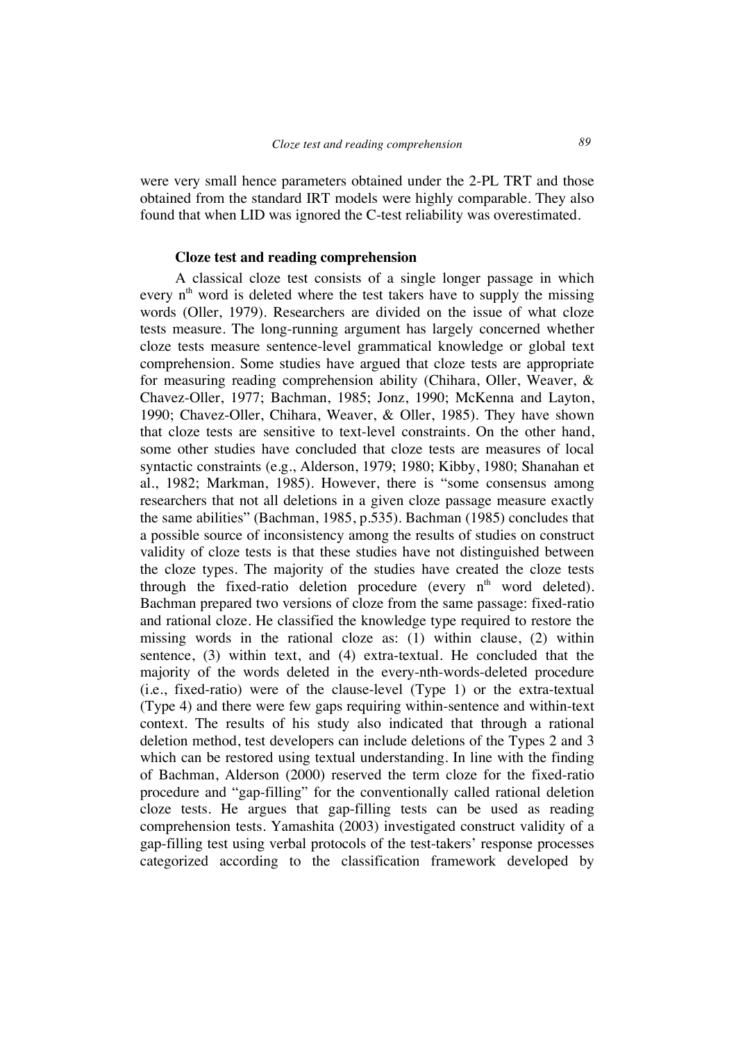were very small hence parameters obtained under the 2-PL TRT and those obtained from the standard IRT models were highly comparable. They also found that when LID was ignored the C-test reliability was overestimated.

### Cloze test and reading comprehension

A classical cloze test consists of a single longer passage in which every $n^{th}$ word is deleted where the test takers have to supply the missing words (Oller, 1979). Researchers are divided on the issue of what cloze tests measure. The long-running argument has largely concerned whether cloze tests measure sentence-level grammatical knowledge or global text comprehension. Some studies have argued that cloze tests are appropriate for measuring reading comprehension ability (Chihara, Oller, Weaver, & Chavez-Oller, 1977; Bachman, 1985; Jonz, 1990; McKenna and Layton, 1990; Chavez-Oller, Chihara, Weaver, & Oller, 1985). They have shown that cloze tests are sensitive to text-level constraints. On the other hand, some other studies have concluded that cloze tests are measures of local syntactic constraints (e.g., Alderson, 1979; 1980; Kibby, 1980; Shanahan et al., 1982; Markman, 1985). However, there is "some consensus among researchers that not all deletions in a given cloze passage measure exactly the same abilities" (Bachman, 1985, p.535). Bachman (1985) concludes that a possible source of inconsistency among the results of studies on construct validity of cloze tests is that these studies have not distinguished between the cloze types. The majority of the studies have created the cloze tests through the fixed-ratio deletion procedure (every $n^{th}$ word deleted). Bachman prepared two versions of cloze from the same passage: fixed-ratio and rational cloze. He classified the knowledge type required to restore the missing words in the rational cloze as: (1) within clause, (2) within sentence, (3) within text, and (4) extra-textual. He concluded that the majority of the words deleted in the every-nth-words-deleted procedure (i.e., fixed-ratio) were of the clause-level (Type 1) or the extra-textual (Type 4) and there were few gaps requiring within-sentence and within-text context. The results of his study also indicated that through a rational deletion method, test developers can include deletions of the Types 2 and 3 which can be restored using textual understanding. In line with the finding of Bachman, Alderson (2000) reserved the term cloze for the fixed-ratio procedure and "gap-filling" for the conventionally called rational deletion cloze tests. He argues that gap-filling tests can be used as reading comprehension tests. Yamashita (2003) investigated construct validity of a gap-filling test using verbal protocols of the test-takers' response processes categorized according to the classification framework developed by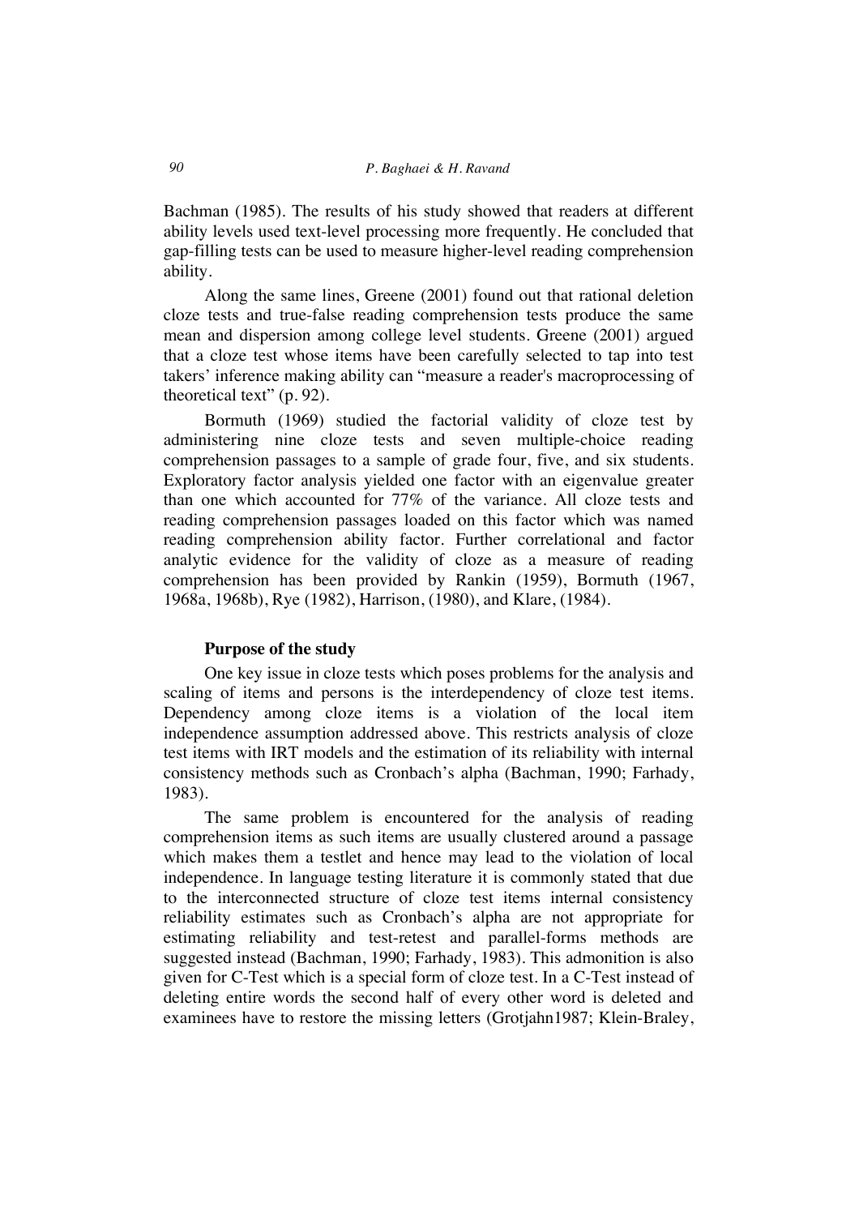Bachman (1985). The results of his study showed that readers at different ability levels used text-level processing more frequently. He concluded that gap-filling tests can be used to measure higher-level reading comprehension ability.

Along the same lines, Greene (2001) found out that rational deletion cloze tests and true-false reading comprehension tests produce the same mean and dispersion among college level students. Greene (2001) argued that a cloze test whose items have been carefully selected to tap into test takers' inference making ability can "measure a reader's macroprocessing of theoretical text" (p. 92).

Bormuth (1969) studied the factorial validity of cloze test by administering nine cloze tests and seven multiple-choice reading comprehension passages to a sample of grade four, five, and six students. Exploratory factor analysis yielded one factor with an eigenvalue greater than one which accounted for 77% of the variance. All cloze tests and reading comprehension passages loaded on this factor which was named reading comprehension ability factor. Further correlational and factor analytic evidence for the validity of cloze as a measure of reading comprehension has been provided by Rankin (1959), Bormuth (1967, 1968a, 1968b), Rye (1982), Harrison, (1980), and Klare, (1984).

### Purpose of the study

One key issue in cloze tests which poses problems for the analysis and scaling of items and persons is the interdependency of cloze test items. Dependency among cloze items is a violation of the local item independence assumption addressed above. This restricts analysis of cloze test items with IRT models and the estimation of its reliability with internal consistency methods such as Cronbach's alpha (Bachman, 1990; Farhady, 1983).

The same problem is encountered for the analysis of reading comprehension items as such items are usually clustered around a passage which makes them a testlet and hence may lead to the violation of local independence. In language testing literature it is commonly stated that due to the interconnected structure of cloze test items internal consistency reliability estimates such as Cronbach's alpha are not appropriate for estimating reliability and test-retest and parallel-forms methods are suggested instead (Bachman, 1990; Farhady, 1983). This admonition is also given for C-Test which is a special form of cloze test. In a C-Test instead of deleting entire words the second half of every other word is deleted and examinees have to restore the missing letters (Grotjahn1987; Klein-Braley,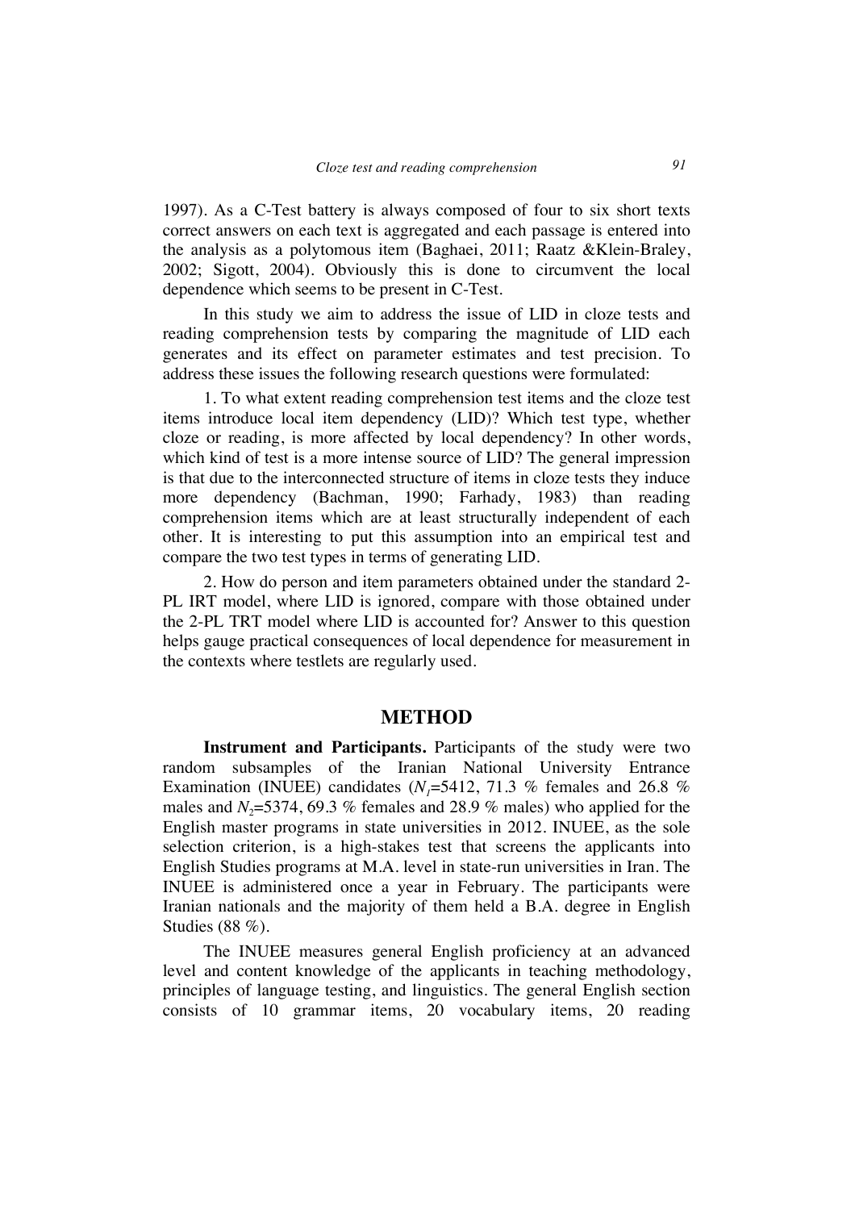1997). As a C-Test battery is always composed of four to six short texts correct answers on each text is aggregated and each passage is entered into the analysis as a polytomous item (Baghaei, 2011; Raatz &Klein-Braley, 2002; Sigott, 2004). Obviously this is done to circumvent the local dependence which seems to be present in C-Test.

In this study we aim to address the issue of LID in cloze tests and reading comprehension tests by comparing the magnitude of LID each generates and its effect on parameter estimates and test precision. To address these issues the following research questions were formulated:

1. To what extent reading comprehension test items and the cloze test items introduce local item dependency (LID)? Which test type, whether cloze or reading, is more affected by local dependency? In other words, which kind of test is a more intense source of LID? The general impression is that due to the interconnected structure of items in cloze tests they induce more dependency (Bachman, 1990; Farhady, 1983) than reading comprehension items which are at least structurally independent of each other. It is interesting to put this assumption into an empirical test and compare the two test types in terms of generating LID.

2. How do person and item parameters obtained under the standard 2-PL IRT model, where LID is ignored, compare with those obtained under the 2-PL TRT model where LID is accounted for? Answer to this question helps gauge practical consequences of local dependence for measurement in the contexts where testlets are regularly used.

## METHOD

**Instrument and Participants.** Participants of the study were two random subsamples of the Iranian National University Entrance Examination (INUEE) candidates ($N_1$=5412, 71.3 % females and 26.8 % males and $N_2$=5374, 69.3 % females and 28.9 % males) who applied for the English master programs in state universities in 2012. INUEE, as the sole selection criterion, is a high-stakes test that screens the applicants into English Studies programs at M.A. level in state-run universities in Iran. The INUEE is administered once a year in February. The participants were Iranian nationals and the majority of them held a B.A. degree in English Studies (88 %).

The INUEE measures general English proficiency at an advanced level and content knowledge of the applicants in teaching methodology, principles of language testing, and linguistics. The general English section consists of 10 grammar items, 20 vocabulary items, 20 reading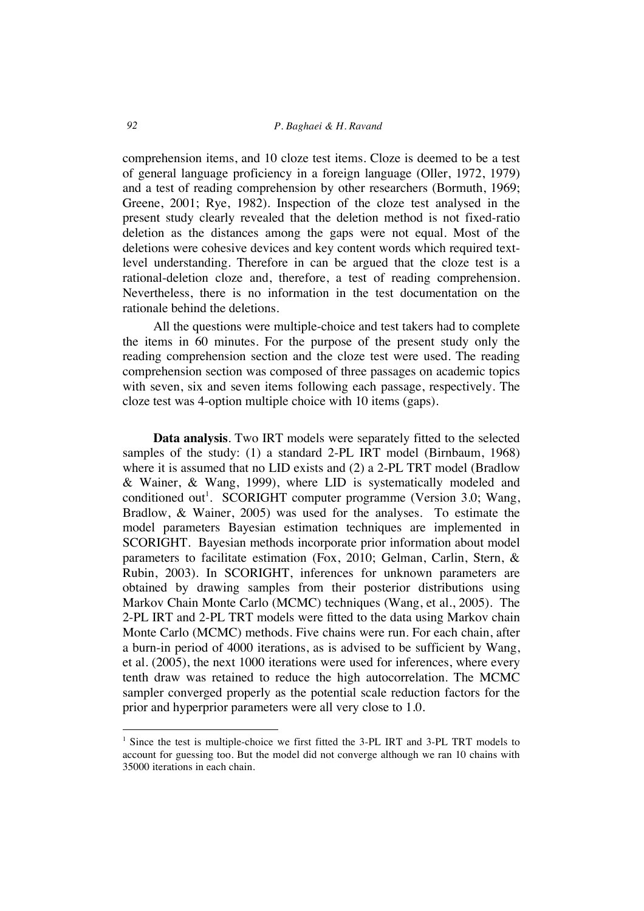comprehension items, and 10 cloze test items. Cloze is deemed to be a test of general language proficiency in a foreign language (Oller, 1972, 1979) and a test of reading comprehension by other researchers (Bormuth, 1969; Greene, 2001; Rye, 1982). Inspection of the cloze test analysed in the present study clearly revealed that the deletion method is not fixed-ratio deletion as the distances among the gaps were not equal. Most of the deletions were cohesive devices and key content words which required text-level understanding. Therefore in can be argued that the cloze test is a rational-deletion cloze and, therefore, a test of reading comprehension. Nevertheless, there is no information in the test documentation on the rationale behind the deletions.

All the questions were multiple-choice and test takers had to complete the items in 60 minutes. For the purpose of the present study only the reading comprehension section and the cloze test were used. The reading comprehension section was composed of three passages on academic topics with seven, six and seven items following each passage, respectively. The cloze test was 4-option multiple choice with 10 items (gaps).

**Data analysis**. Two IRT models were separately fitted to the selected samples of the study: (1) a standard 2-PL IRT model (Birnbaum, 1968) where it is assumed that no LID exists and (2) a 2-PL TRT model (Bradlow & Wainer, & Wang, 1999), where LID is systematically modeled and conditioned out[1]. SCORIGHT computer programme (Version 3.0; Wang, Bradlow, & Wainer, 2005) was used for the analyses. To estimate the model parameters Bayesian estimation techniques are implemented in SCORIGHT. Bayesian methods incorporate prior information about model parameters to facilitate estimation (Fox, 2010; Gelman, Carlin, Stern, & Rubin, 2003). In SCORIGHT, inferences for unknown parameters are obtained by drawing samples from their posterior distributions using Markov Chain Monte Carlo (MCMC) techniques (Wang, et al., 2005). The 2-PL IRT and 2-PL TRT models were fitted to the data using Markov chain Monte Carlo (MCMC) methods. Five chains were run. For each chain, after a burn-in period of 4000 iterations, as is advised to be sufficient by Wang, et al. (2005), the next 1000 iterations were used for inferences, where every tenth draw was retained to reduce the high autocorrelation. The MCMC sampler converged properly as the potential scale reduction factors for the prior and hyperprior parameters were all very close to 1.0.

[1] Since the test is multiple-choice we first fitted the 3-PL IRT and 3-PL TRT models to account for guessing too. But the model did not converge although we ran 10 chains with 35000 iterations in each chain.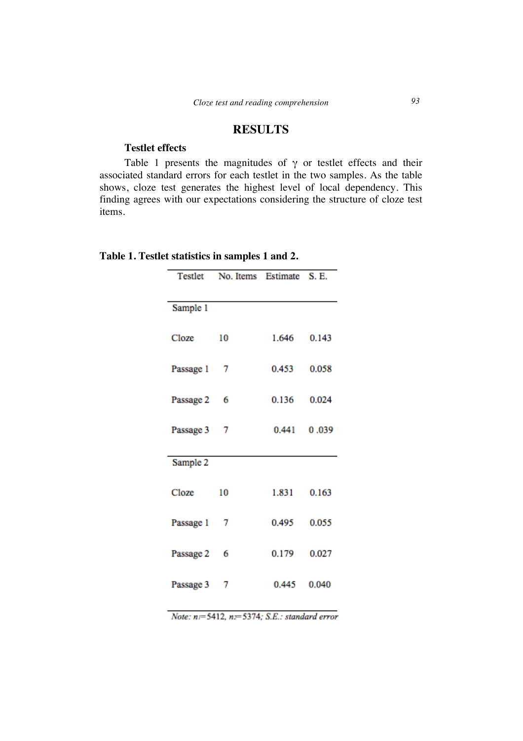## RESULTS

### Testlet effects

Table 1 presents the magnitudes of $\gamma$ or testlet effects and their associated standard errors for each testlet in the two samples. As the table shows, cloze test generates the highest level of local dependency. This finding agrees with our expectations considering the structure of cloze test items.

**Table 1. Testlet statistics in samples 1 and 2.**

| Testlet | No. Items | Estimate | S. E. |
|---|---|---|---|
| Sample 1 | | | |
| Cloze | 10 | 1.646 | 0.143 |
| Passage 1 | 7 | 0.453 | 0.058 |
| Passage 2 | 6 | 0.136 | 0.024 |
| Passage 3 | 7 | 0.441 | 0 .039 |
| Sample 2 | | | |
| Cloze | 10 | 1.831 | 0.163 |
| Passage 1 | 7 | 0.495 | 0.055 |
| Passage 2 | 6 | 0.179 | 0.027 |
| Passage 3 | 7 | 0.445 | 0.040 |

*Note:* $n_1$=5412, $n_2$=5374; *S.E.: standard error*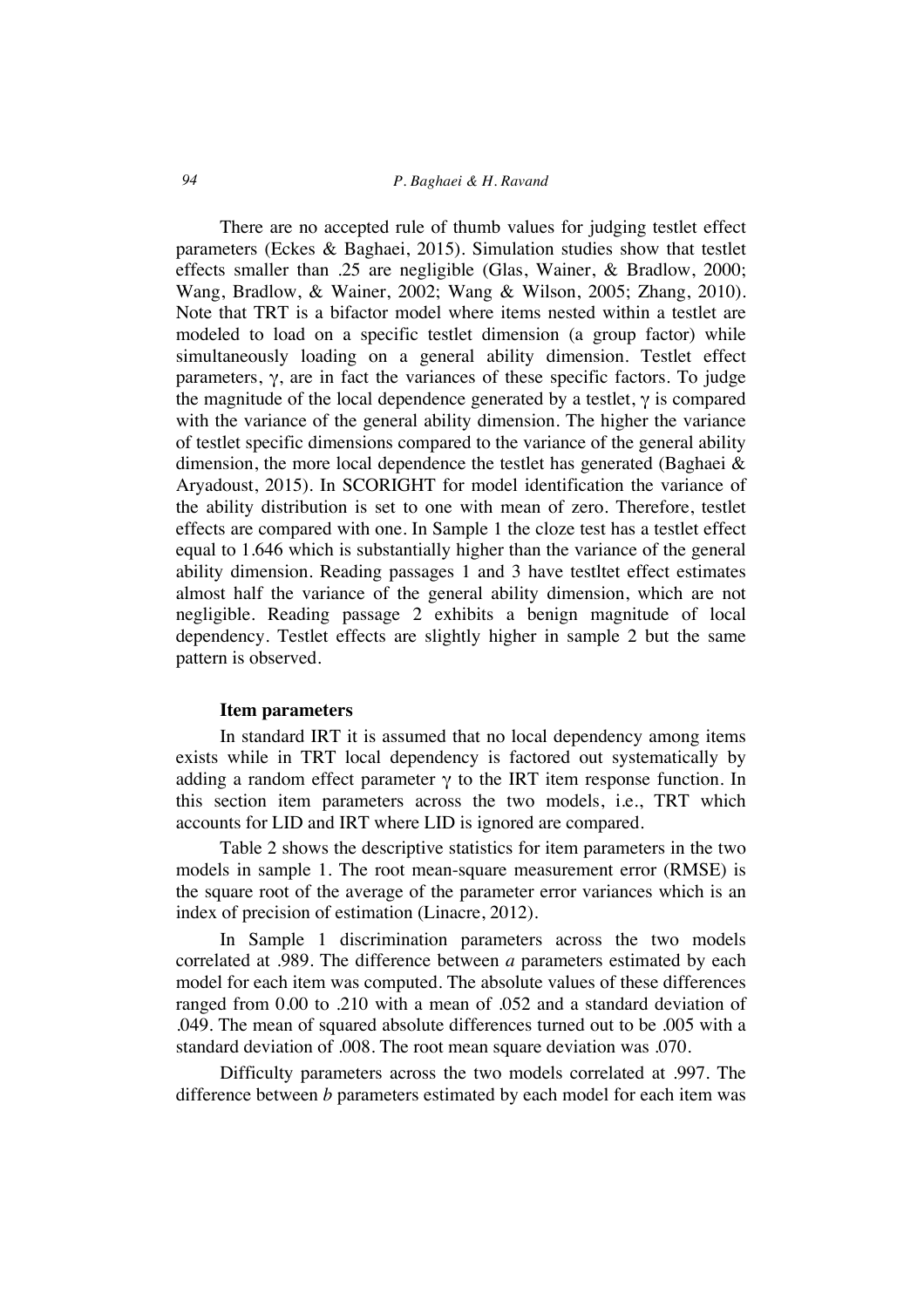There are no accepted rule of thumb values for judging testlet effect parameters (Eckes & Baghaei, 2015). Simulation studies show that testlet effects smaller than .25 are negligible (Glas, Wainer, & Bradlow, 2000; Wang, Bradlow, & Wainer, 2002; Wang & Wilson, 2005; Zhang, 2010). Note that TRT is a bifactor model where items nested within a testlet are modeled to load on a specific testlet dimension (a group factor) while simultaneously loading on a general ability dimension. Testlet effect parameters, $\gamma$, are in fact the variances of these specific factors. To judge the magnitude of the local dependence generated by a testlet, $\gamma$ is compared with the variance of the general ability dimension. The higher the variance of testlet specific dimensions compared to the variance of the general ability dimension, the more local dependence the testlet has generated (Baghaei & Aryadoust, 2015). In SCORIGHT for model identification the variance of the ability distribution is set to one with mean of zero. Therefore, testlet effects are compared with one. In Sample 1 the cloze test has a testlet effect equal to 1.646 which is substantially higher than the variance of the general ability dimension. Reading passages 1 and 3 have testltet effect estimates almost half the variance of the general ability dimension, which are not negligible. Reading passage 2 exhibits a benign magnitude of local dependency. Testlet effects are slightly higher in sample 2 but the same pattern is observed.

### Item parameters

In standard IRT it is assumed that no local dependency among items exists while in TRT local dependency is factored out systematically by adding a random effect parameter $\gamma$ to the IRT item response function. In this section item parameters across the two models, i.e., TRT which accounts for LID and IRT where LID is ignored are compared.

Table 2 shows the descriptive statistics for item parameters in the two models in sample 1. The root mean-square measurement error (RMSE) is the square root of the average of the parameter error variances which is an index of precision of estimation (Linacre, 2012).

In Sample 1 discrimination parameters across the two models correlated at .989. The difference between *a* parameters estimated by each model for each item was computed. The absolute values of these differences ranged from 0.00 to .210 with a mean of .052 and a standard deviation of .049. The mean of squared absolute differences turned out to be .005 with a standard deviation of .008. The root mean square deviation was .070.

Difficulty parameters across the two models correlated at .997. The difference between *b* parameters estimated by each model for each item was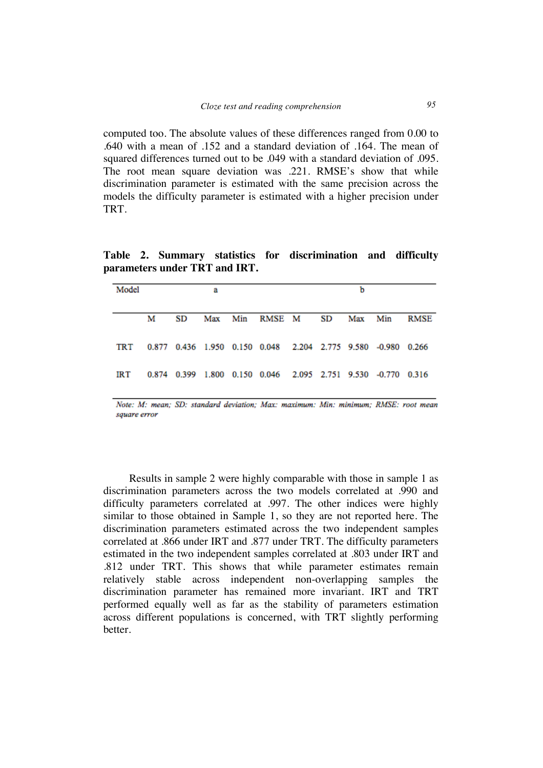computed too. The absolute values of these differences ranged from 0.00 to .640 with a mean of .152 and a standard deviation of .164. The mean of squared differences turned out to be .049 with a standard deviation of .095. The root mean square deviation was .221. RMSE's show that while discrimination parameter is estimated with the same precision across the models the difficulty parameter is estimated with a higher precision under TRT.

**Table 2. Summary statistics for discrimination and difficulty parameters under TRT and IRT.**

| Model | a | | | | | b | | | | |
|---|---|---|---|---|---|---|---|---|---|---|
| | M | SD | Max | Min | RMSE | M | SD | Max | Min | RMSE |
| TRT | 0.877 | 0.436 | 1.950 | 0.150 | 0.048 | 2.204 | 2.775 | 9.580 | -0.980 | 0.266 |
| IRT | 0.874 | 0.399 | 1.800 | 0.150 | 0.046 | 2.095 | 2.751 | 9.530 | -0.770 | 0.316 |

*Note: M: mean; SD: standard deviation; Max: maximum: Min: minimum; RMSE: root mean square error*

Results in sample 2 were highly comparable with those in sample 1 as discrimination parameters across the two models correlated at .990 and difficulty parameters correlated at .997. The other indices were highly similar to those obtained in Sample 1, so they are not reported here. The discrimination parameters estimated across the two independent samples correlated at .866 under IRT and .877 under TRT. The difficulty parameters estimated in the two independent samples correlated at .803 under IRT and .812 under TRT. This shows that while parameter estimates remain relatively stable across independent non-overlapping samples the discrimination parameter has remained more invariant. IRT and TRT performed equally well as far as the stability of parameters estimation across different populations is concerned, with TRT slightly performing better.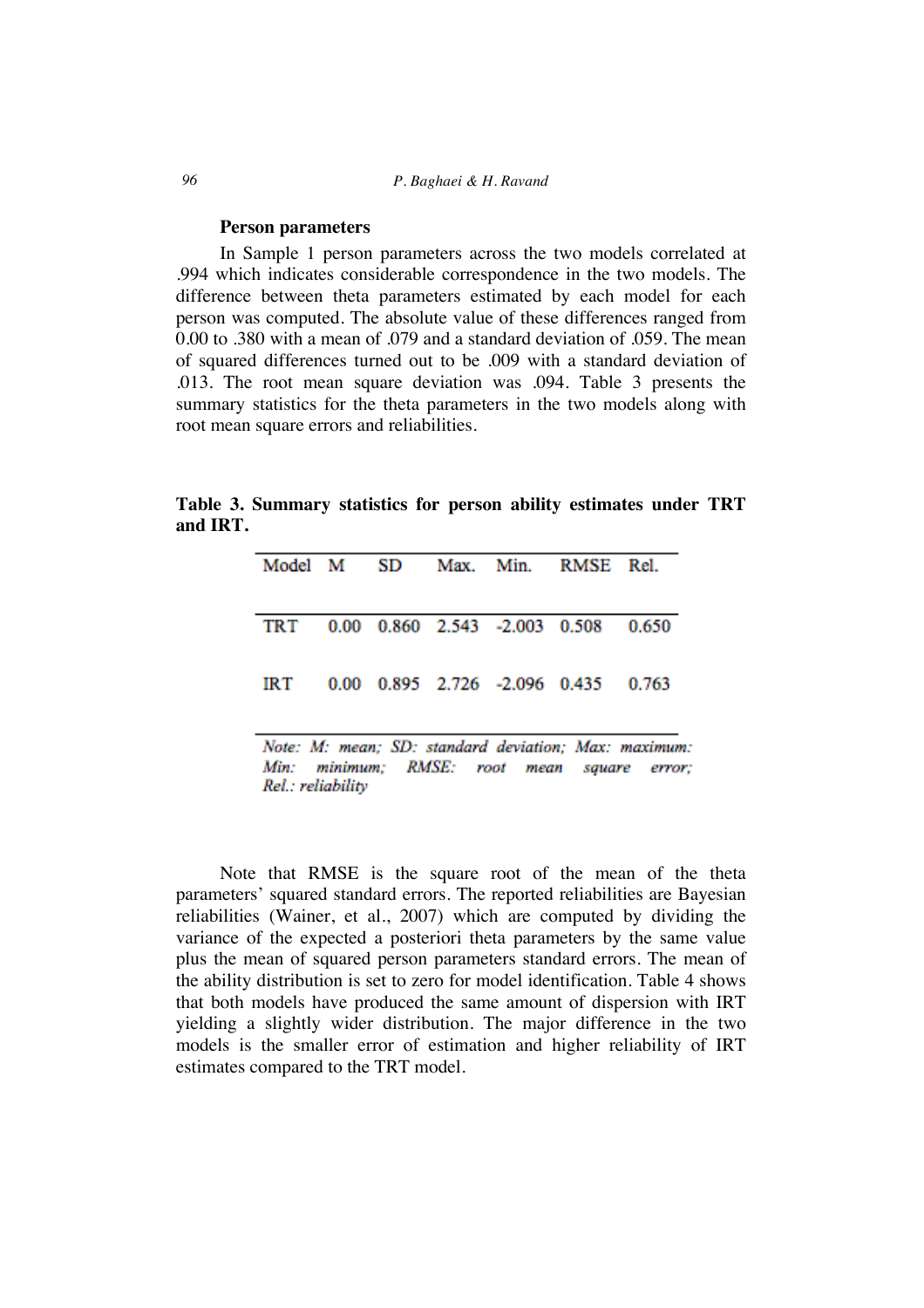### Person parameters

In Sample 1 person parameters across the two models correlated at .994 which indicates considerable correspondence in the two models. The difference between theta parameters estimated by each model for each person was computed. The absolute value of these differences ranged from 0.00 to .380 with a mean of .079 and a standard deviation of .059. The mean of squared differences turned out to be .009 with a standard deviation of .013. The root mean square deviation was .094. Table 3 presents the summary statistics for the theta parameters in the two models along with root mean square errors and reliabilities.

**Table 3. Summary statistics for person ability estimates under TRT and IRT.**

| Model | M | SD | Max. | Min. | RMSE | Rel. |
|---|---|---|---|---|---|---|
| TRT | 0.00 | 0.860 | 2.543 | -2.003 | 0.508 | 0.650 |
| IRT | 0.00 | 0.895 | 2.726 | -2.096 | 0.435 | 0.763 |

*Note: M: mean; SD: standard deviation; Max: maximum: Min: minimum; RMSE: root mean square error; Rel.: reliability*

Note that RMSE is the square root of the mean of the theta parameters' squared standard errors. The reported reliabilities are Bayesian reliabilities (Wainer, et al., 2007) which are computed by dividing the variance of the expected a posteriori theta parameters by the same value plus the mean of squared person parameters standard errors. The mean of the ability distribution is set to zero for model identification. Table 4 shows that both models have produced the same amount of dispersion with IRT yielding a slightly wider distribution. The major difference in the two models is the smaller error of estimation and higher reliability of IRT estimates compared to the TRT model.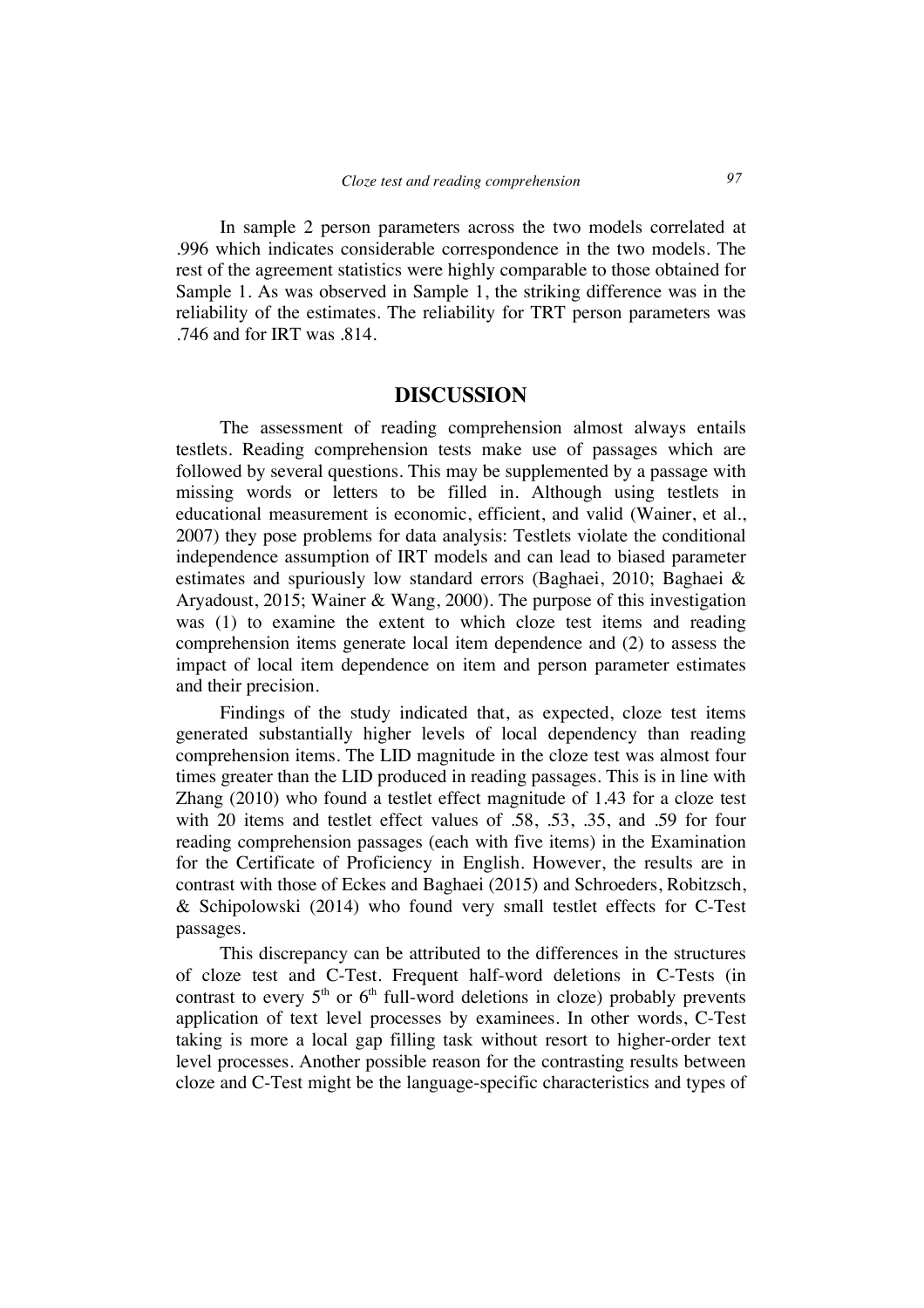In sample 2 person parameters across the two models correlated at .996 which indicates considerable correspondence in the two models. The rest of the agreement statistics were highly comparable to those obtained for Sample 1. As was observed in Sample 1, the striking difference was in the reliability of the estimates. The reliability for TRT person parameters was .746 and for IRT was .814.

## DISCUSSION

The assessment of reading comprehension almost always entails testlets. Reading comprehension tests make use of passages which are followed by several questions. This may be supplemented by a passage with missing words or letters to be filled in. Although using testlets in educational measurement is economic, efficient, and valid (Wainer, et al., 2007) they pose problems for data analysis: Testlets violate the conditional independence assumption of IRT models and can lead to biased parameter estimates and spuriously low standard errors (Baghaei, 2010; Baghaei & Aryadoust, 2015; Wainer & Wang, 2000). The purpose of this investigation was (1) to examine the extent to which cloze test items and reading comprehension items generate local item dependence and (2) to assess the impact of local item dependence on item and person parameter estimates and their precision.

Findings of the study indicated that, as expected, cloze test items generated substantially higher levels of local dependency than reading comprehension items. The LID magnitude in the cloze test was almost four times greater than the LID produced in reading passages. This is in line with Zhang (2010) who found a testlet effect magnitude of 1.43 for a cloze test with 20 items and testlet effect values of .58, .53, .35, and .59 for four reading comprehension passages (each with five items) in the Examination for the Certificate of Proficiency in English. However, the results are in contrast with those of Eckes and Baghaei (2015) and Schroeders, Robitzsch, & Schipolowski (2014) who found very small testlet effects for C-Test passages.

This discrepancy can be attributed to the differences in the structures of cloze test and C-Test. Frequent half-word deletions in C-Tests (in contrast to every 5th or 6th full-word deletions in cloze) probably prevents application of text level processes by examinees. In other words, C-Test taking is more a local gap filling task without resort to higher-order text level processes. Another possible reason for the contrasting results between cloze and C-Test might be the language-specific characteristics and types of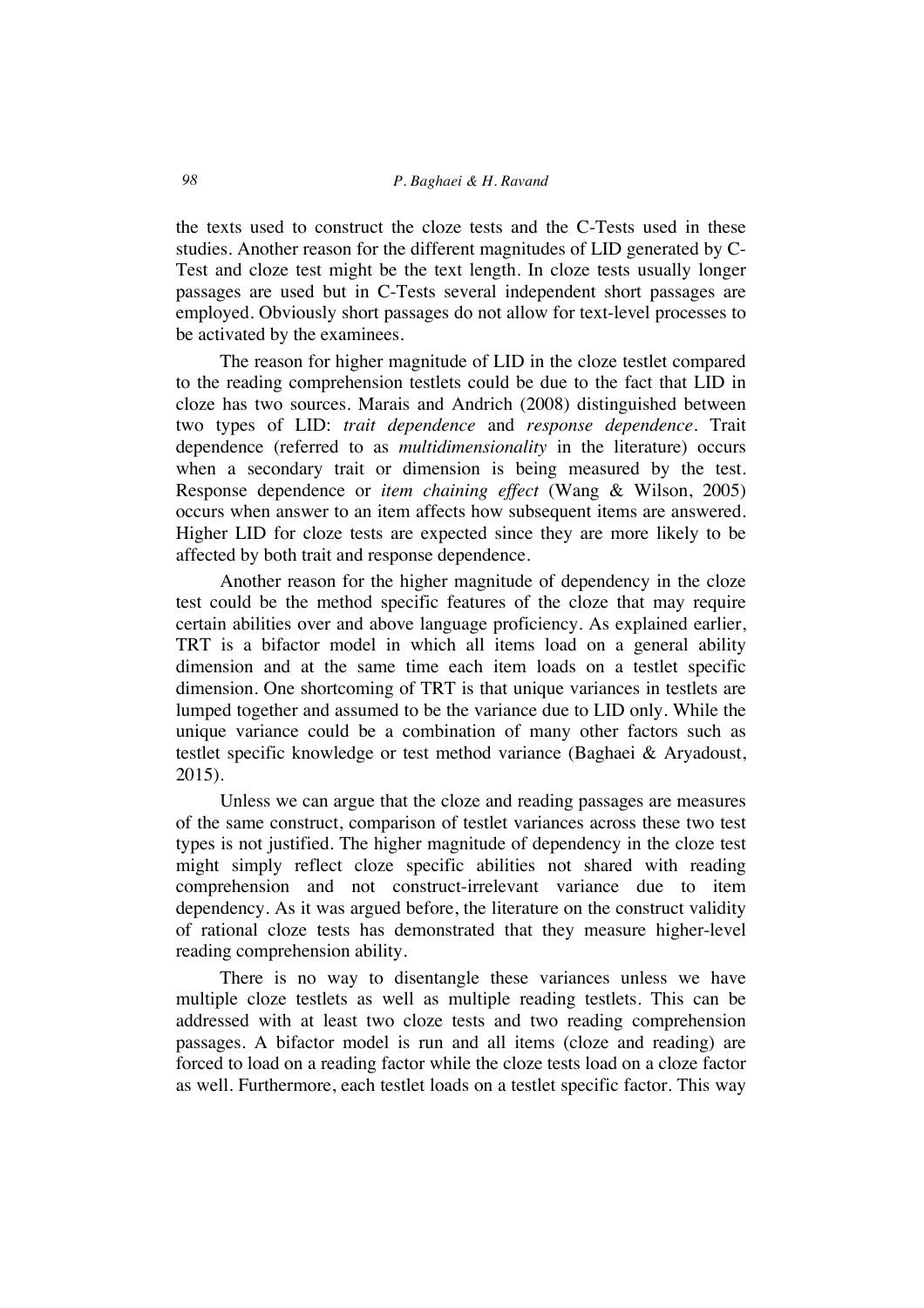the texts used to construct the cloze tests and the C-Tests used in these studies. Another reason for the different magnitudes of LID generated by C-Test and cloze test might be the text length. In cloze tests usually longer passages are used but in C-Tests several independent short passages are employed. Obviously short passages do not allow for text-level processes to be activated by the examinees.

The reason for higher magnitude of LID in the cloze testlet compared to the reading comprehension testlets could be due to the fact that LID in cloze has two sources. Marais and Andrich (2008) distinguished between two types of LID: *trait dependence* and *response dependence*. Trait dependence (referred to as *multidimensionality* in the literature) occurs when a secondary trait or dimension is being measured by the test. Response dependence or *item chaining effect* (Wang & Wilson, 2005) occurs when answer to an item affects how subsequent items are answered. Higher LID for cloze tests are expected since they are more likely to be affected by both trait and response dependence.

Another reason for the higher magnitude of dependency in the cloze test could be the method specific features of the cloze that may require certain abilities over and above language proficiency. As explained earlier, TRT is a bifactor model in which all items load on a general ability dimension and at the same time each item loads on a testlet specific dimension. One shortcoming of TRT is that unique variances in testlets are lumped together and assumed to be the variance due to LID only. While the unique variance could be a combination of many other factors such as testlet specific knowledge or test method variance (Baghaei & Aryadoust, 2015).

Unless we can argue that the cloze and reading passages are measures of the same construct, comparison of testlet variances across these two test types is not justified. The higher magnitude of dependency in the cloze test might simply reflect cloze specific abilities not shared with reading comprehension and not construct-irrelevant variance due to item dependency. As it was argued before, the literature on the construct validity of rational cloze tests has demonstrated that they measure higher-level reading comprehension ability.

There is no way to disentangle these variances unless we have multiple cloze testlets as well as multiple reading testlets. This can be addressed with at least two cloze tests and two reading comprehension passages. A bifactor model is run and all items (cloze and reading) are forced to load on a reading factor while the cloze tests load on a cloze factor as well. Furthermore, each testlet loads on a testlet specific factor. This way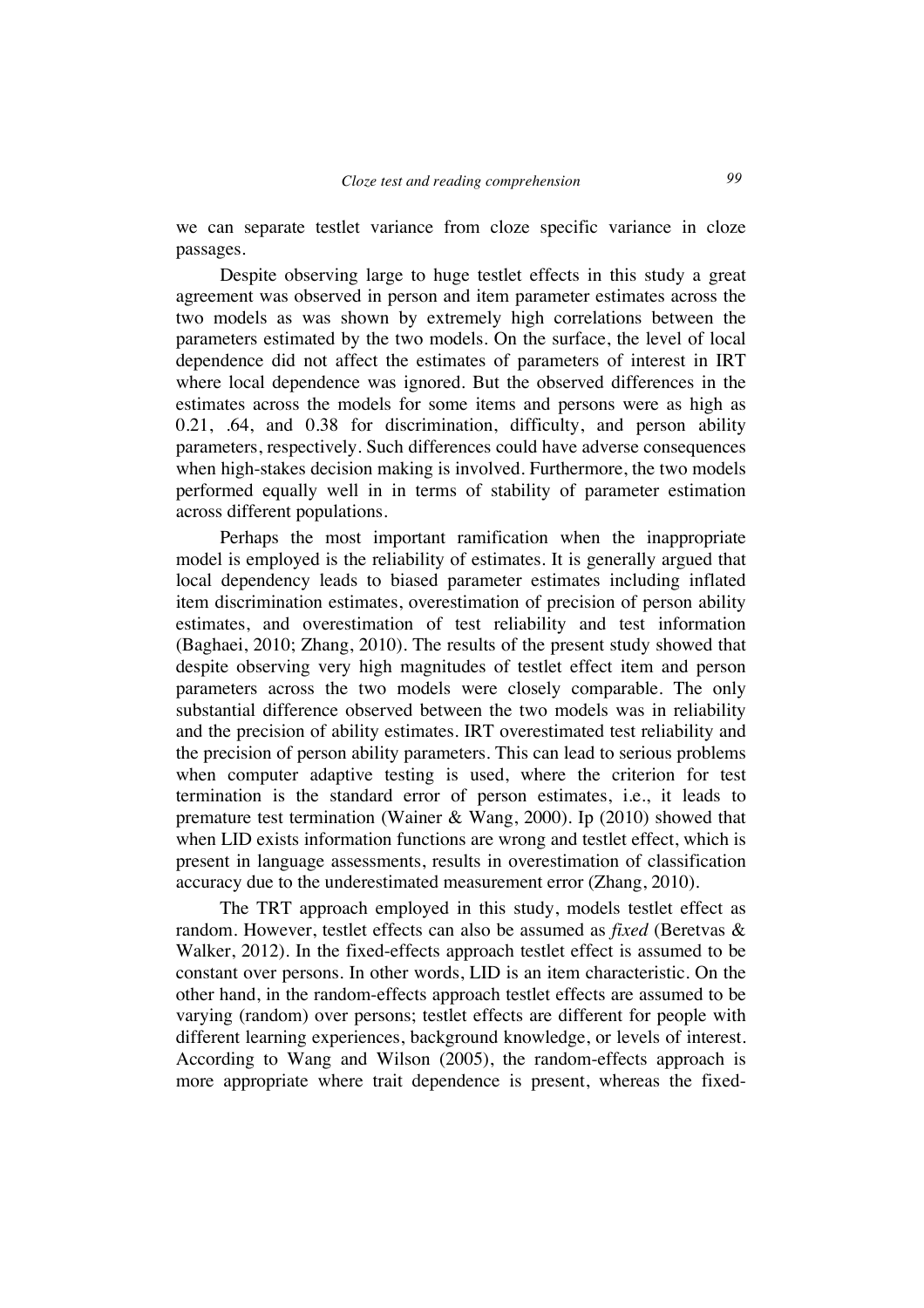we can separate testlet variance from cloze specific variance in cloze passages.

Despite observing large to huge testlet effects in this study a great agreement was observed in person and item parameter estimates across the two models as was shown by extremely high correlations between the parameters estimated by the two models. On the surface, the level of local dependence did not affect the estimates of parameters of interest in IRT where local dependence was ignored. But the observed differences in the estimates across the models for some items and persons were as high as 0.21, .64, and 0.38 for discrimination, difficulty, and person ability parameters, respectively. Such differences could have adverse consequences when high-stakes decision making is involved. Furthermore, the two models performed equally well in in terms of stability of parameter estimation across different populations.

Perhaps the most important ramification when the inappropriate model is employed is the reliability of estimates. It is generally argued that local dependency leads to biased parameter estimates including inflated item discrimination estimates, overestimation of precision of person ability estimates, and overestimation of test reliability and test information (Baghaei, 2010; Zhang, 2010). The results of the present study showed that despite observing very high magnitudes of testlet effect item and person parameters across the two models were closely comparable. The only substantial difference observed between the two models was in reliability and the precision of ability estimates. IRT overestimated test reliability and the precision of person ability parameters. This can lead to serious problems when computer adaptive testing is used, where the criterion for test termination is the standard error of person estimates, i.e., it leads to premature test termination (Wainer & Wang, 2000). Ip (2010) showed that when LID exists information functions are wrong and testlet effect, which is present in language assessments, results in overestimation of classification accuracy due to the underestimated measurement error (Zhang, 2010).

The TRT approach employed in this study, models testlet effect as random. However, testlet effects can also be assumed as *fixed* (Beretvas & Walker, 2012). In the fixed-effects approach testlet effect is assumed to be constant over persons. In other words, LID is an item characteristic. On the other hand, in the random-effects approach testlet effects are assumed to be varying (random) over persons; testlet effects are different for people with different learning experiences, background knowledge, or levels of interest. According to Wang and Wilson (2005), the random-effects approach is more appropriate where trait dependence is present, whereas the fixed-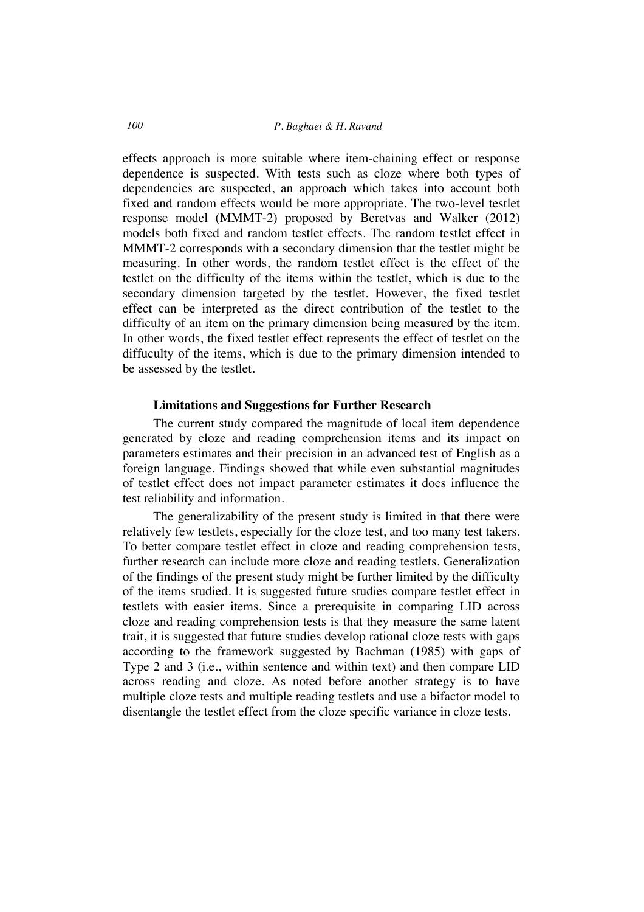effects approach is more suitable where item-chaining effect or response dependence is suspected. With tests such as cloze where both types of dependencies are suspected, an approach which takes into account both fixed and random effects would be more appropriate. The two-level testlet response model (MMMT-2) proposed by Beretvas and Walker (2012) models both fixed and random testlet effects. The random testlet effect in MMMT-2 corresponds with a secondary dimension that the testlet might be measuring. In other words, the random testlet effect is the effect of the testlet on the difficulty of the items within the testlet, which is due to the secondary dimension targeted by the testlet. However, the fixed testlet effect can be interpreted as the direct contribution of the testlet to the difficulty of an item on the primary dimension being measured by the item. In other words, the fixed testlet effect represents the effect of testlet on the diffuculty of the items, which is due to the primary dimension intended to be assessed by the testlet.

### Limitations and Suggestions for Further Research

The current study compared the magnitude of local item dependence generated by cloze and reading comprehension items and its impact on parameters estimates and their precision in an advanced test of English as a foreign language. Findings showed that while even substantial magnitudes of testlet effect does not impact parameter estimates it does influence the test reliability and information.

The generalizability of the present study is limited in that there were relatively few testlets, especially for the cloze test, and too many test takers. To better compare testlet effect in cloze and reading comprehension tests, further research can include more cloze and reading testlets. Generalization of the findings of the present study might be further limited by the difficulty of the items studied. It is suggested future studies compare testlet effect in testlets with easier items. Since a prerequisite in comparing LID across cloze and reading comprehension tests is that they measure the same latent trait, it is suggested that future studies develop rational cloze tests with gaps according to the framework suggested by Bachman (1985) with gaps of Type 2 and 3 (i.e., within sentence and within text) and then compare LID across reading and cloze. As noted before another strategy is to have multiple cloze tests and multiple reading testlets and use a bifactor model to disentangle the testlet effect from the cloze specific variance in cloze tests.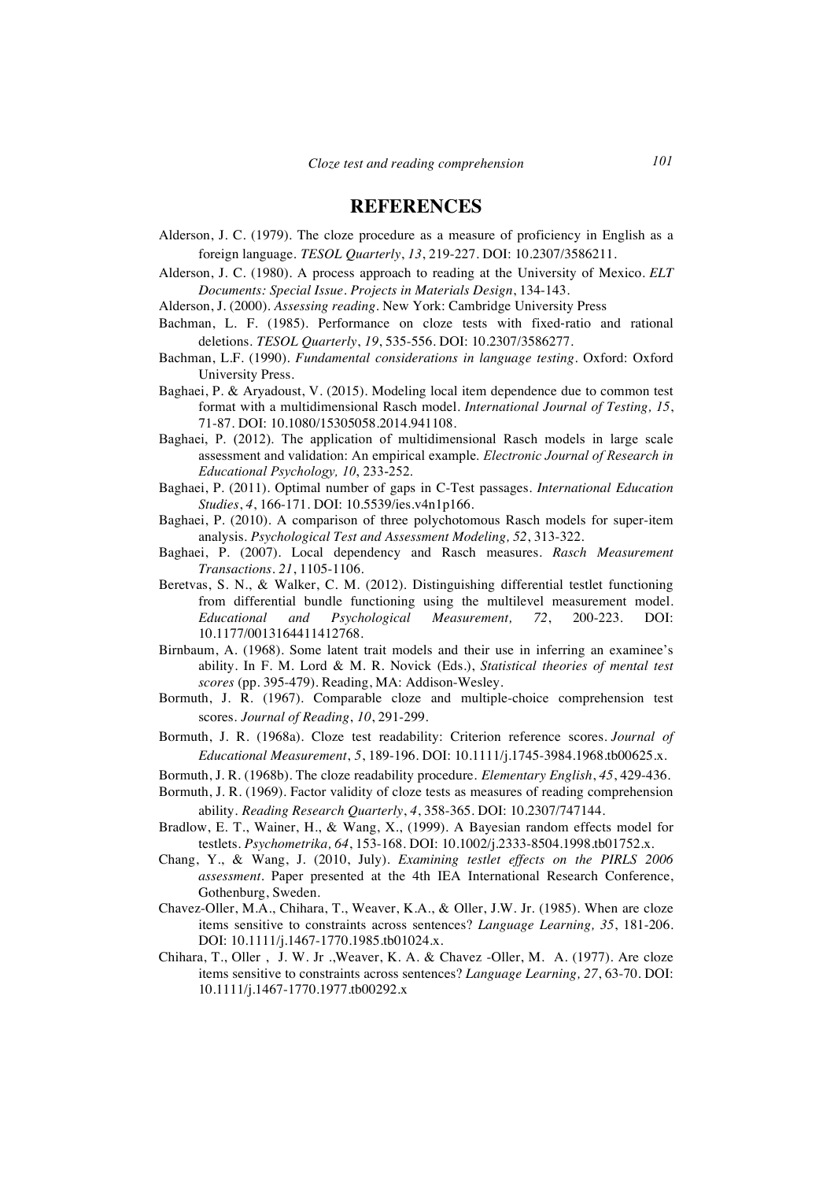# REFERENCES

Alderson, J. C. (1979). The cloze procedure as a measure of proficiency in English as a foreign language. *TESOL Quarterly*, *13*, 219-227. DOI: 10.2307/3586211.

Alderson, J. C. (1980). A process approach to reading at the University of Mexico. *ELT Documents: Special Issue. Projects in Materials Design*, 134-143.

Alderson, J. (2000). *Assessing reading*. New York: Cambridge University Press

Bachman, L. F. (1985). Performance on cloze tests with fixed-ratio and rational deletions. *TESOL Quarterly*, *19*, 535-556. DOI: 10.2307/3586277.

Bachman, L.F. (1990). *Fundamental considerations in language testing*. Oxford: Oxford University Press.

Baghaei, P. & Aryadoust, V. (2015). Modeling local item dependence due to common test format with a multidimensional Rasch model. *International Journal of Testing, 15*, 71-87. DOI: 10.1080/15305058.2014.941108.

Baghaei, P. (2012). The application of multidimensional Rasch models in large scale assessment and validation: An empirical example. *Electronic Journal of Research in Educational Psychology, 10*, 233-252.

Baghaei, P. (2011). Optimal number of gaps in C-Test passages. *International Education Studies*, *4*, 166-171. DOI: 10.5539/ies.v4n1p166.

Baghaei, P. (2010). A comparison of three polychotomous Rasch models for super-item analysis. *Psychological Test and Assessment Modeling, 52*, 313-322.

Baghaei, P. (2007). Local dependency and Rasch measures. *Rasch Measurement Transactions*. *21*, 1105-1106.

Beretvas, S. N., & Walker, C. M. (2012). Distinguishing differential testlet functioning from differential bundle functioning using the multilevel measurement model. *Educational and Psychological Measurement, 72*, 200-223. DOI: 10.1177/0013164411412768.

Birnbaum, A. (1968). Some latent trait models and their use in inferring an examinee's ability. In F. M. Lord & M. R. Novick (Eds.), *Statistical theories of mental test scores* (pp. 395-479). Reading, MA: Addison-Wesley.

Bormuth, J. R. (1967). Comparable cloze and multiple-choice comprehension test scores. *Journal of Reading*, *10*, 291-299.

Bormuth, J. R. (1968a). Cloze test readability: Criterion reference scores. *Journal of Educational Measurement*, *5*, 189-196. DOI: 10.1111/j.1745-3984.1968.tb00625.x.

Bormuth, J. R. (1968b). The cloze readability procedure. *Elementary English*, *45*, 429-436.

Bormuth, J. R. (1969). Factor validity of cloze tests as measures of reading comprehension ability. *Reading Research Quarterly*, *4*, 358-365. DOI: 10.2307/747144.

Bradlow, E. T., Wainer, H., & Wang, X., (1999). A Bayesian random effects model for testlets. *Psychometrika, 64*, 153-168. DOI: 10.1002/j.2333-8504.1998.tb01752.x.

Chang, Y., & Wang, J. (2010, July). *Examining testlet effects on the PIRLS 2006 assessment*. Paper presented at the 4th IEA International Research Conference, Gothenburg, Sweden.

Chavez-Oller, M.A., Chihara, T., Weaver, K.A., & Oller, J.W. Jr. (1985). When are cloze items sensitive to constraints across sentences? *Language Learning, 35*, 181-206. DOI: 10.1111/j.1467-1770.1985.tb01024.x.

Chihara, T., Oller , J. W. Jr .,Weaver, K. A. & Chavez -Oller, M. A. (1977). Are cloze items sensitive to constraints across sentences? *Language Learning, 27*, 63-70. DOI: 10.1111/j.1467-1770.1977.tb00292.x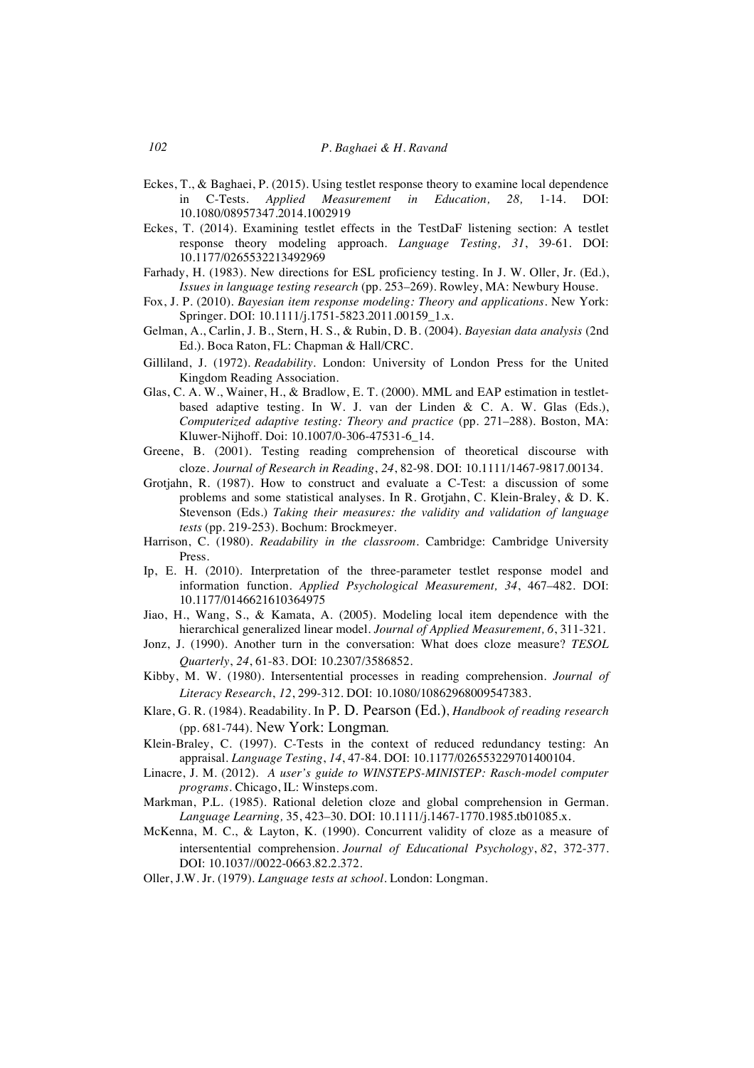Eckes, T., & Baghaei, P. (2015). Using testlet response theory to examine local dependence in C-Tests. *Applied Measurement in Education, 28,* 1-14. DOI: 10.1080/08957347.2014.1002919

Eckes, T. (2014). Examining testlet effects in the TestDaF listening section: A testlet response theory modeling approach. *Language Testing, 31*, 39-61. DOI: 10.1177/0265532213492969

Farhady, H. (1983). New directions for ESL proficiency testing. In J. W. Oller, Jr. (Ed.), *Issues in language testing research* (pp. 253–269). Rowley, MA: Newbury House.

Fox, J. P. (2010). *Bayesian item response modeling: Theory and applications*. New York: Springer. DOI: 10.1111/j.1751-5823.2011.00159_1.x.

Gelman, A., Carlin, J. B., Stern, H. S., & Rubin, D. B. (2004). *Bayesian data analysis* (2nd Ed.). Boca Raton, FL: Chapman & Hall/CRC.

Gilliland, J. (1972). *Readability*. London: University of London Press for the United Kingdom Reading Association.

Glas, C. A. W., Wainer, H., & Bradlow, E. T. (2000). MML and EAP estimation in testlet-based adaptive testing. In W. J. van der Linden & C. A. W. Glas (Eds.), *Computerized adaptive testing: Theory and practice* (pp. 271–288). Boston, MA: Kluwer-Nijhoff. Doi: 10.1007/0-306-47531-6_14.

Greene, B. (2001). Testing reading comprehension of theoretical discourse with cloze. *Journal of Research in Reading*, *24*, 82-98. DOI: 10.1111/1467-9817.00134.

Grotjahn, R. (1987). How to construct and evaluate a C-Test: a discussion of some problems and some statistical analyses. In R. Grotjahn, C. Klein-Braley, & D. K. Stevenson (Eds.) *Taking their measures: the validity and validation of language tests* (pp. 219-253). Bochum: Brockmeyer.

Harrison, C. (1980). *Readability in the classroom*. Cambridge: Cambridge University Press.

Ip, E. H. (2010). Interpretation of the three-parameter testlet response model and information function. *Applied Psychological Measurement, 34*, 467–482. DOI: 10.1177/0146621610364975

Jiao, H., Wang, S., & Kamata, A. (2005). Modeling local item dependence with the hierarchical generalized linear model. *Journal of Applied Measurement, 6*, 311-321.

Jonz, J. (1990). Another turn in the conversation: What does cloze measure? *TESOL Quarterly*, *24*, 61-83. DOI: 10.2307/3586852.

Kibby, M. W. (1980). Intersentential processes in reading comprehension. *Journal of Literacy Research*, *12*, 299-312. DOI: 10.1080/10862968009547383.

Klare, G. R. (1984). Readability. In P. D. Pearson (Ed.), *Handbook of reading research* (pp. 681-744). New York: Longman.

Klein-Braley, C. (1997). C-Tests in the context of reduced redundancy testing: An appraisal. *Language Testing*, *14*, 47-84. DOI: 10.1177/026553229701400104.

Linacre, J. M. (2012). *A user's guide to WINSTEPS-MINISTEP: Rasch-model computer programs*. Chicago, IL: Winsteps.com.

Markman, P.L. (1985). Rational deletion cloze and global comprehension in German. *Language Learning,* 35, 423–30. DOI: 10.1111/j.1467-1770.1985.tb01085.x.

McKenna, M. C., & Layton, K. (1990). Concurrent validity of cloze as a measure of intersentential comprehension. *Journal of Educational Psychology*, *82*, 372-377. DOI: 10.1037//0022-0663.82.2.372.

Oller, J.W. Jr. (1979). *Language tests at school*. London: Longman.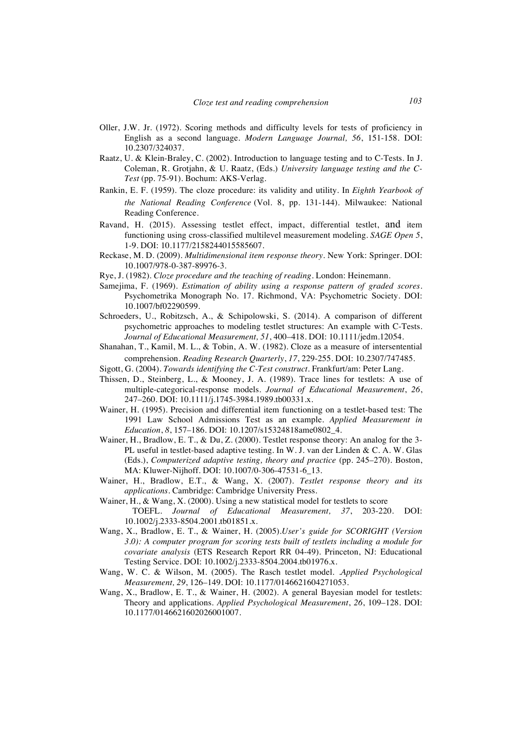Oller, J.W. Jr. (1972). Scoring methods and difficulty levels for tests of proficiency in English as a second language. *Modern Language Journal, 56*, 151-158. DOI: 10.2307/324037.

Raatz, U. & Klein-Braley, C. (2002). Introduction to language testing and to C-Tests. In J. Coleman, R. Grotjahn, & U. Raatz, (Eds.) *University language testing and the C-Test* (pp. 75-91). Bochum: AKS-Verlag.

Rankin, E. F. (1959). The cloze procedure: its validity and utility. In *Eighth Yearbook of the National Reading Conference* (Vol. 8, pp. 131-144). Milwaukee: National Reading Conference.

Ravand, H. (2015). Assessing testlet effect, impact, differential testlet, and item functioning using cross-classified multilevel measurement modeling. *SAGE Open 5*, 1-9. DOI: 10.1177/2158244015585607.

Reckase, M. D. (2009). *Multidimensional item response theory*. New York: Springer. DOI: 10.1007/978-0-387-89976-3.

Rye, J. (1982). *Cloze procedure and the teaching of reading*. London: Heinemann.

Samejima, F. (1969). *Estimation of ability using a response pattern of graded scores*. Psychometrika Monograph No. 17. Richmond, VA: Psychometric Society. DOI: 10.1007/bf02290599.

Schroeders, U., Robitzsch, A., & Schipolowski, S. (2014). A comparison of different psychometric approaches to modeling testlet structures: An example with C-Tests. *Journal of Educational Measurement, 51*, 400–418. DOI: 10.1111/jedm.12054.

Shanahan, T., Kamil, M. L., & Tobin, A. W. (1982). Cloze as a measure of intersentential comprehension. *Reading Research Quarterly*, *17*, 229-255. DOI: 10.2307/747485.

Sigott, G. (2004). *Towards identifying the C-Test construct*. Frankfurt/am: Peter Lang.

Thissen, D., Steinberg, L., & Mooney, J. A. (1989). Trace lines for testlets: A use of multiple-categorical-response models. *Journal of Educational Measurement*, *26*, 247–260. DOI: 10.1111/j.1745-3984.1989.tb00331.x.

Wainer, H. (1995). Precision and differential item functioning on a testlet-based test: The 1991 Law School Admissions Test as an example. *Applied Measurement in Education*, *8*, 157–186. DOI: 10.1207/s15324818ame0802_4.

Wainer, H., Bradlow, E. T., & Du, Z. (2000). Testlet response theory: An analog for the 3-PL useful in testlet-based adaptive testing. In W. J. van der Linden & C. A. W. Glas (Eds.), *Computerized adaptive testing, theory and practice* (pp. 245–270). Boston, MA: Kluwer-Nijhoff. DOI: 10.1007/0-306-47531-6_13.

Wainer, H., Bradlow, E.T., & Wang, X. (2007). *Testlet response theory and its applications*. Cambridge: Cambridge University Press.

Wainer, H., & Wang, X. (2000). Using a new statistical model for testlets to score TOEFL. *Journal of Educational Measurement, 37*, 203-220. DOI: 10.1002/j.2333-8504.2001.tb01851.x.

Wang, X., Bradlow, E. T., & Wainer, H. (2005).*User's guide for SCORIGHT (Version 3.0): A computer program for scoring tests built of testlets including a module for covariate analysis* (ETS Research Report RR 04-49). Princeton, NJ: Educational Testing Service. DOI: 10.1002/j.2333-8504.2004.tb01976.x.

Wang, W. C. & Wilson, M. (2005). The Rasch testlet model. *Applied Psychological Measurement, 29*, 126–149. DOI: 10.1177/0146621604271053.

Wang, X., Bradlow, E. T., & Wainer, H. (2002). A general Bayesian model for testlets: Theory and applications. *Applied Psychological Measurement*, *26*, 109–128. DOI: 10.1177/0146621602026001007.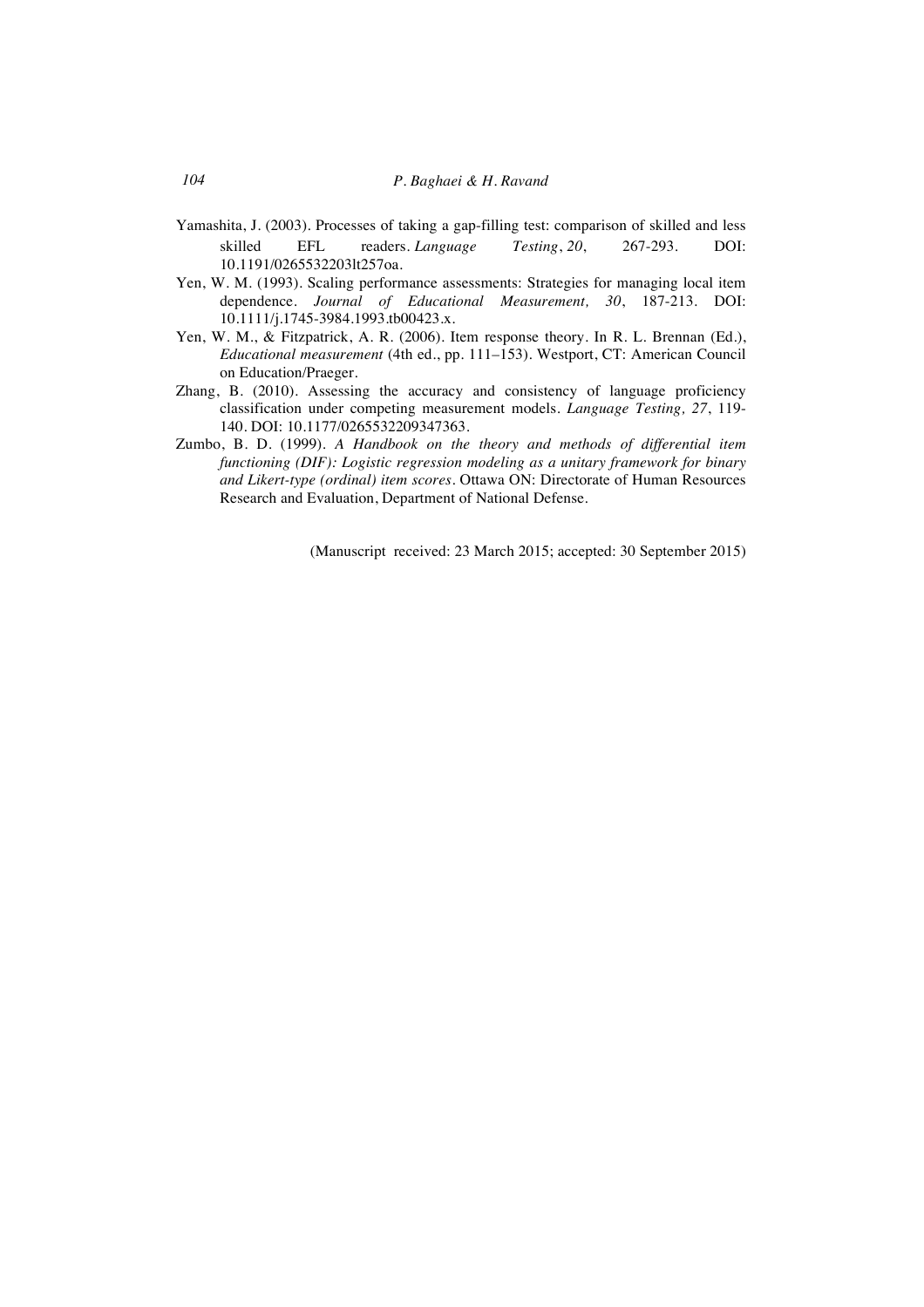Yamashita, J. (2003). Processes of taking a gap-filling test: comparison of skilled and less skilled EFL readers. *Language Testing*, *20*, 267-293. DOI: 10.1191/0265532203lt257oa.

Yen, W. M. (1993). Scaling performance assessments: Strategies for managing local item dependence. *Journal of Educational Measurement, 30*, 187-213. DOI: 10.1111/j.1745-3984.1993.tb00423.x.

Yen, W. M., & Fitzpatrick, A. R. (2006). Item response theory. In R. L. Brennan (Ed.), *Educational measurement* (4th ed., pp. 111–153). Westport, CT: American Council on Education/Praeger.

Zhang, B. (2010). Assessing the accuracy and consistency of language proficiency classification under competing measurement models. *Language Testing, 27*, 119-140. DOI: 10.1177/0265532209347363.

Zumbo, B. D. (1999). *A Handbook on the theory and methods of differential item functioning (DIF): Logistic regression modeling as a unitary framework for binary and Likert-type (ordinal) item scores*. Ottawa ON: Directorate of Human Resources Research and Evaluation, Department of National Defense.

(Manuscript received: 23 March 2015; accepted: 30 September 2015)